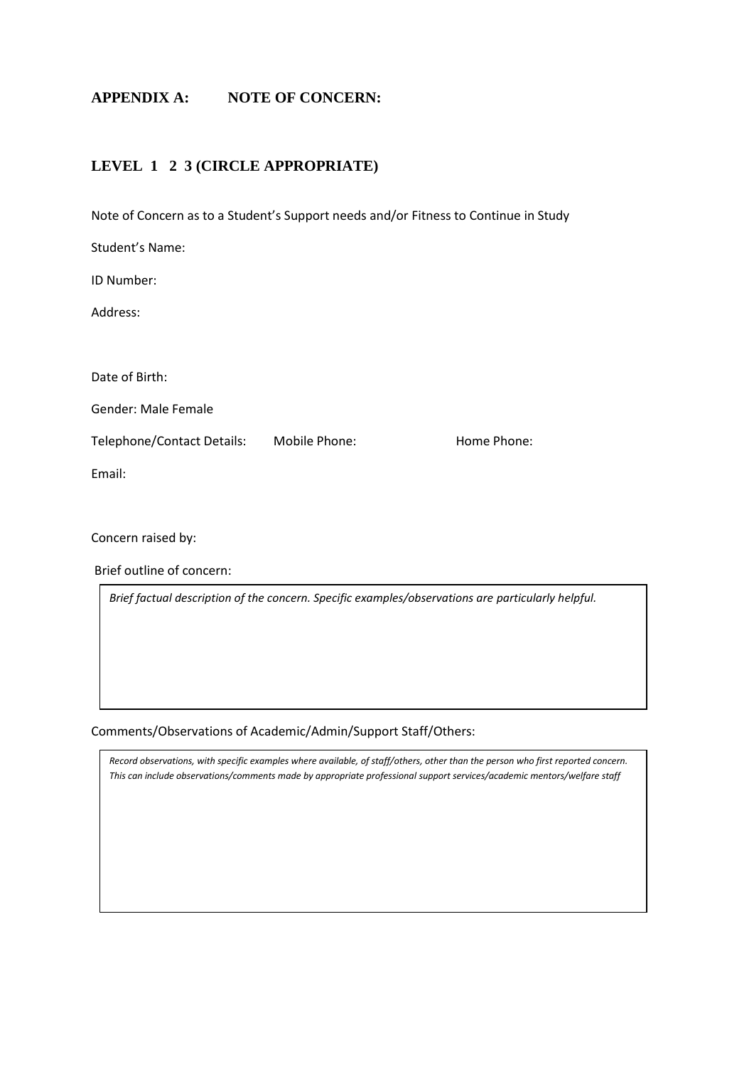## APPENDIX A: NOTE OF CONCERN:

## LEVEL 1 2 3 (CIRCLE APPROPRIATE)

Note of Concern as to a Student's Support needs and/or Fitness to Continue in Study

Student's Name:

ID Number:

Address:

Date of Birth:

Gender: Male Female

Telephone/Contact Details: Mobile Phone: Home Phone:

Email:

Concern raised by:

Brief outline of concern:

| *Brief factual description of the concern. Specific examples/observations are particularly helpful.* |
|---|

Comments/Observations of Academic/Admin/Support Staff/Others:

| *Record observations, with specific examples where available, of staff/others, other than the person who first reported concern. This can include observations/comments made by appropriate professional support services/academic mentors/welfare staff* |
|---|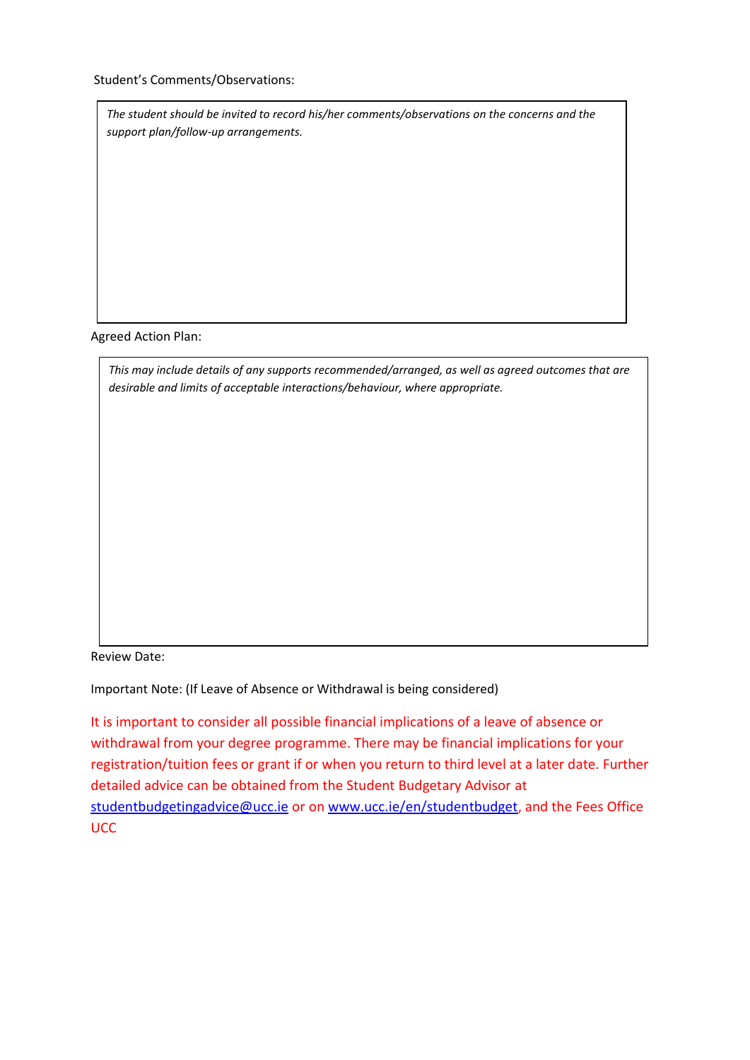Student's Comments/Observations:

| *The student should be invited to record his/her comments/observations on the concerns and the support plan/follow-up arrangements.* |
| --- |

Agreed Action Plan:

| *This may include details of any supports recommended/arranged, as well as agreed outcomes that are desirable and limits of acceptable interactions/behaviour, where appropriate.* |
| --- |

Review Date:

Important Note: (If Leave of Absence or Withdrawal is being considered)

It is important to consider all possible financial implications of a leave of absence or withdrawal from your degree programme. There may be financial implications for your registration/tuition fees or grant if or when you return to third level at a later date. Further detailed advice can be obtained from the Student Budgetary Advisor at studentbudgetingadvice@ucc.ie or on www.ucc.ie/en/studentbudget, and the Fees Office UCC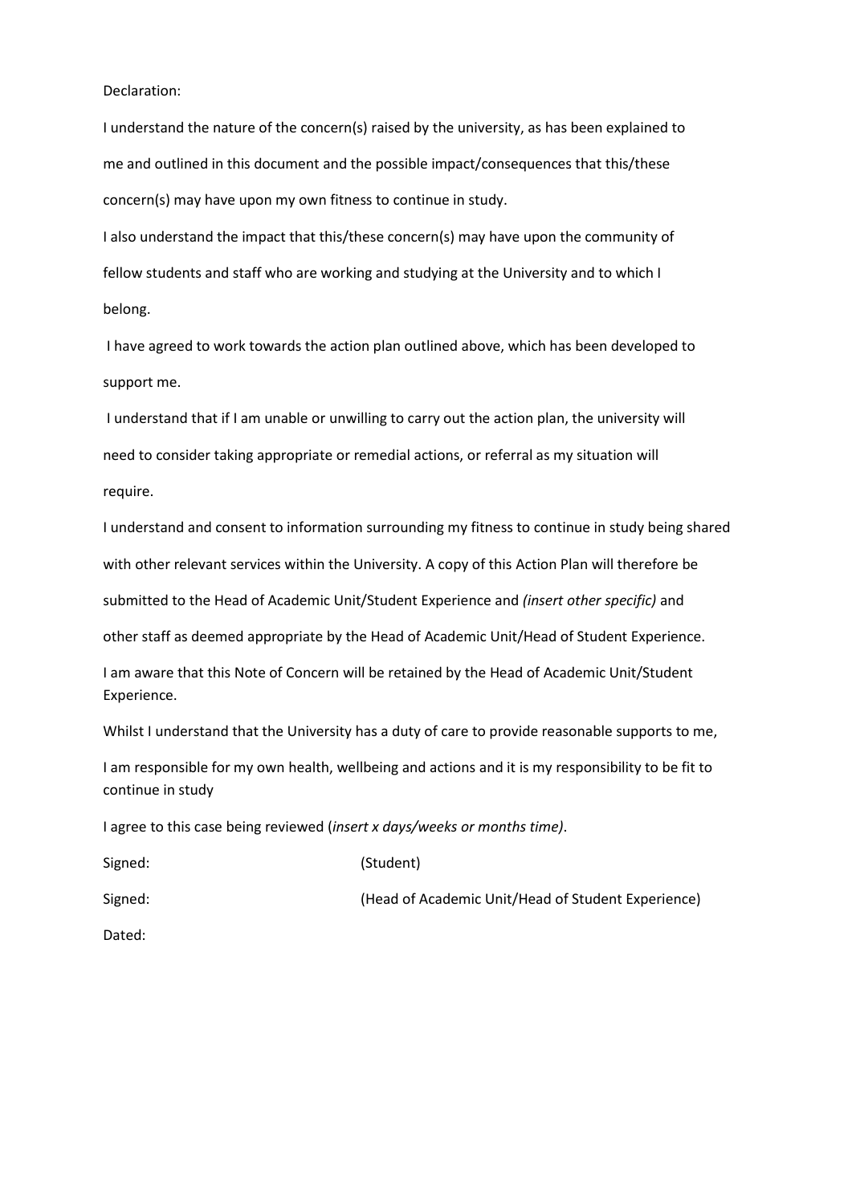Declaration:

I understand the nature of the concern(s) raised by the university, as has been explained to me and outlined in this document and the possible impact/consequences that this/these concern(s) may have upon my own fitness to continue in study.

I also understand the impact that this/these concern(s) may have upon the community of fellow students and staff who are working and studying at the University and to which I belong.

I have agreed to work towards the action plan outlined above, which has been developed to support me.

I understand that if I am unable or unwilling to carry out the action plan, the university will need to consider taking appropriate or remedial actions, or referral as my situation will require.

I understand and consent to information surrounding my fitness to continue in study being shared with other relevant services within the University. A copy of this Action Plan will therefore be submitted to the Head of Academic Unit/Student Experience and *(insert other specific)* and other staff as deemed appropriate by the Head of Academic Unit/Head of Student Experience.

I am aware that this Note of Concern will be retained by the Head of Academic Unit/Student Experience.

Whilst I understand that the University has a duty of care to provide reasonable supports to me,

I am responsible for my own health, wellbeing and actions and it is my responsibility to be fit to continue in study

I agree to this case being reviewed (*insert x days/weeks or months time)*.

Signed: (Student)

Signed: (Head of Academic Unit/Head of Student Experience)

Dated: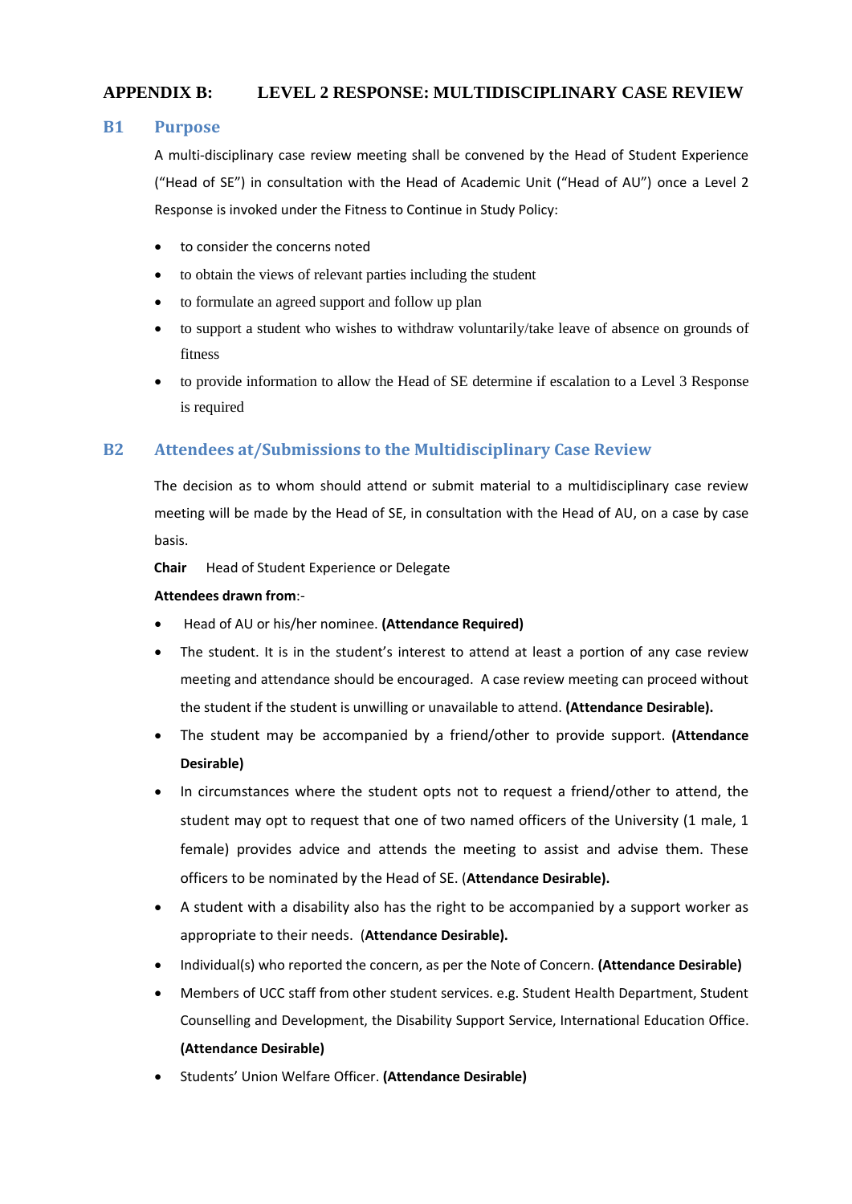# APPENDIX B: LEVEL 2 RESPONSE: MULTIDISCIPLINARY CASE REVIEW

## B1 Purpose

A multi-disciplinary case review meeting shall be convened by the Head of Student Experience ("Head of SE") in consultation with the Head of Academic Unit ("Head of AU") once a Level 2 Response is invoked under the Fitness to Continue in Study Policy:

- to consider the concerns noted
- to obtain the views of relevant parties including the student
- to formulate an agreed support and follow up plan
- to support a student who wishes to withdraw voluntarily/take leave of absence on grounds of fitness
- to provide information to allow the Head of SE determine if escalation to a Level 3 Response is required

## B2 Attendees at/Submissions to the Multidisciplinary Case Review

The decision as to whom should attend or submit material to a multidisciplinary case review meeting will be made by the Head of SE, in consultation with the Head of AU, on a case by case basis.

**Chair** Head of Student Experience or Delegate

**Attendees drawn from**:-

- Head of AU or his/her nominee. **(Attendance Required)**
- The student. It is in the student's interest to attend at least a portion of any case review meeting and attendance should be encouraged. A case review meeting can proceed without the student if the student is unwilling or unavailable to attend. **(Attendance Desirable).**
- The student may be accompanied by a friend/other to provide support. **(Attendance Desirable)**
- In circumstances where the student opts not to request a friend/other to attend, the student may opt to request that one of two named officers of the University (1 male, 1 female) provides advice and attends the meeting to assist and advise them. These officers to be nominated by the Head of SE. (**Attendance Desirable).**
- A student with a disability also has the right to be accompanied by a support worker as appropriate to their needs. (**Attendance Desirable).**
- Individual(s) who reported the concern, as per the Note of Concern. **(Attendance Desirable)**
- Members of UCC staff from other student services. e.g. Student Health Department, Student Counselling and Development, the Disability Support Service, International Education Office. **(Attendance Desirable)**
- Students' Union Welfare Officer. **(Attendance Desirable)**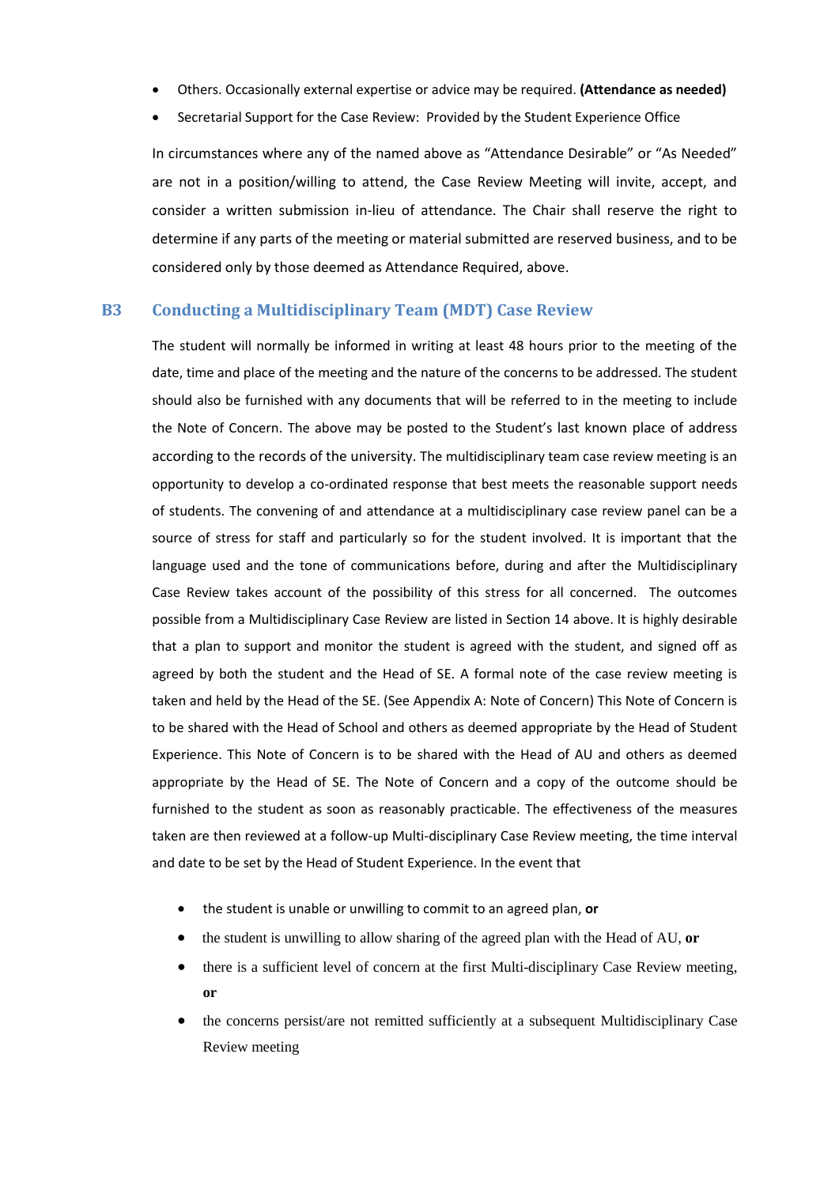- Others. Occasionally external expertise or advice may be required. **(Attendance as needed)**
- Secretarial Support for the Case Review: Provided by the Student Experience Office

In circumstances where any of the named above as "Attendance Desirable" or "As Needed" are not in a position/willing to attend, the Case Review Meeting will invite, accept, and consider a written submission in-lieu of attendance. The Chair shall reserve the right to determine if any parts of the meeting or material submitted are reserved business, and to be considered only by those deemed as Attendance Required, above.

## B3 Conducting a Multidisciplinary Team (MDT) Case Review

The student will normally be informed in writing at least 48 hours prior to the meeting of the date, time and place of the meeting and the nature of the concerns to be addressed. The student should also be furnished with any documents that will be referred to in the meeting to include the Note of Concern. The above may be posted to the Student's last known place of address according to the records of the university. The multidisciplinary team case review meeting is an opportunity to develop a co-ordinated response that best meets the reasonable support needs of students. The convening of and attendance at a multidisciplinary case review panel can be a source of stress for staff and particularly so for the student involved. It is important that the language used and the tone of communications before, during and after the Multidisciplinary Case Review takes account of the possibility of this stress for all concerned. The outcomes possible from a Multidisciplinary Case Review are listed in Section 14 above. It is highly desirable that a plan to support and monitor the student is agreed with the student, and signed off as agreed by both the student and the Head of SE. A formal note of the case review meeting is taken and held by the Head of the SE. (See Appendix A: Note of Concern) This Note of Concern is to be shared with the Head of School and others as deemed appropriate by the Head of Student Experience. This Note of Concern is to be shared with the Head of AU and others as deemed appropriate by the Head of SE. The Note of Concern and a copy of the outcome should be furnished to the student as soon as reasonably practicable. The effectiveness of the measures taken are then reviewed at a follow-up Multi-disciplinary Case Review meeting, the time interval and date to be set by the Head of Student Experience. In the event that

- the student is unable or unwilling to commit to an agreed plan, **or**
- the student is unwilling to allow sharing of the agreed plan with the Head of AU, **or**
- there is a sufficient level of concern at the first Multi-disciplinary Case Review meeting, **or**
- the concerns persist/are not remitted sufficiently at a subsequent Multidisciplinary Case Review meeting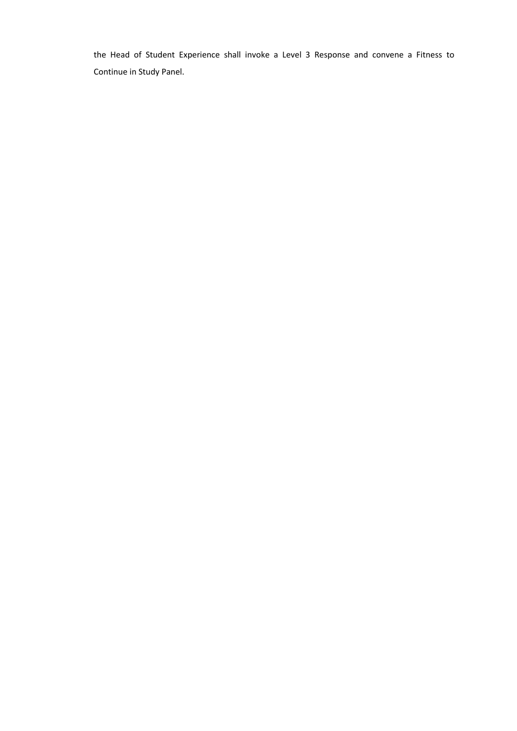the Head of Student Experience shall invoke a Level 3 Response and convene a Fitness to Continue in Study Panel.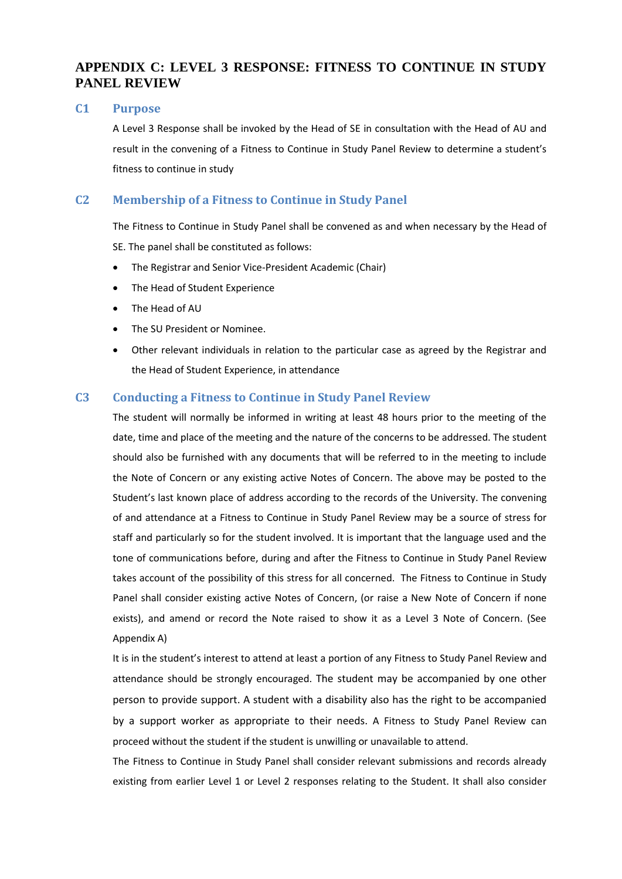## APPENDIX C: LEVEL 3 RESPONSE: FITNESS TO CONTINUE IN STUDY PANEL REVIEW

### C1 Purpose

A Level 3 Response shall be invoked by the Head of SE in consultation with the Head of AU and result in the convening of a Fitness to Continue in Study Panel Review to determine a student's fitness to continue in study

### C2 Membership of a Fitness to Continue in Study Panel

The Fitness to Continue in Study Panel shall be convened as and when necessary by the Head of SE. The panel shall be constituted as follows:

- The Registrar and Senior Vice-President Academic (Chair)
- The Head of Student Experience
- The Head of AU
- The SU President or Nominee.
- Other relevant individuals in relation to the particular case as agreed by the Registrar and the Head of Student Experience, in attendance

### C3 Conducting a Fitness to Continue in Study Panel Review

The student will normally be informed in writing at least 48 hours prior to the meeting of the date, time and place of the meeting and the nature of the concerns to be addressed. The student should also be furnished with any documents that will be referred to in the meeting to include the Note of Concern or any existing active Notes of Concern. The above may be posted to the Student's last known place of address according to the records of the University. The convening of and attendance at a Fitness to Continue in Study Panel Review may be a source of stress for staff and particularly so for the student involved. It is important that the language used and the tone of communications before, during and after the Fitness to Continue in Study Panel Review takes account of the possibility of this stress for all concerned. The Fitness to Continue in Study Panel shall consider existing active Notes of Concern, (or raise a New Note of Concern if none exists), and amend or record the Note raised to show it as a Level 3 Note of Concern. (See Appendix A)

It is in the student's interest to attend at least a portion of any Fitness to Study Panel Review and attendance should be strongly encouraged. The student may be accompanied by one other person to provide support. A student with a disability also has the right to be accompanied by a support worker as appropriate to their needs. A Fitness to Study Panel Review can proceed without the student if the student is unwilling or unavailable to attend.

The Fitness to Continue in Study Panel shall consider relevant submissions and records already existing from earlier Level 1 or Level 2 responses relating to the Student. It shall also consider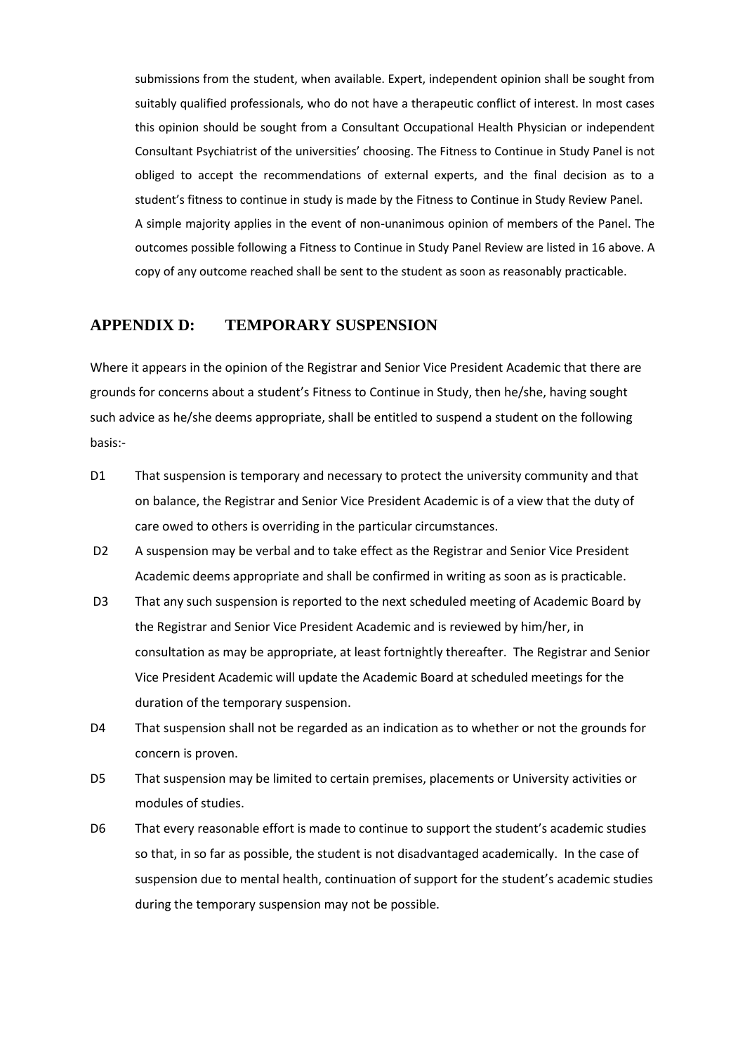submissions from the student, when available. Expert, independent opinion shall be sought from suitably qualified professionals, who do not have a therapeutic conflict of interest. In most cases this opinion should be sought from a Consultant Occupational Health Physician or independent Consultant Psychiatrist of the universities' choosing. The Fitness to Continue in Study Panel is not obliged to accept the recommendations of external experts, and the final decision as to a student's fitness to continue in study is made by the Fitness to Continue in Study Review Panel. A simple majority applies in the event of non-unanimous opinion of members of the Panel. The outcomes possible following a Fitness to Continue in Study Panel Review are listed in 16 above. A copy of any outcome reached shall be sent to the student as soon as reasonably practicable.

## APPENDIX D: TEMPORARY SUSPENSION

Where it appears in the opinion of the Registrar and Senior Vice President Academic that there are grounds for concerns about a student's Fitness to Continue in Study, then he/she, having sought such advice as he/she deems appropriate, shall be entitled to suspend a student on the following basis:-

D1 That suspension is temporary and necessary to protect the university community and that on balance, the Registrar and Senior Vice President Academic is of a view that the duty of care owed to others is overriding in the particular circumstances.

D2 A suspension may be verbal and to take effect as the Registrar and Senior Vice President Academic deems appropriate and shall be confirmed in writing as soon as is practicable.

D3 That any such suspension is reported to the next scheduled meeting of Academic Board by the Registrar and Senior Vice President Academic and is reviewed by him/her, in consultation as may be appropriate, at least fortnightly thereafter. The Registrar and Senior Vice President Academic will update the Academic Board at scheduled meetings for the duration of the temporary suspension.

D4 That suspension shall not be regarded as an indication as to whether or not the grounds for concern is proven.

D5 That suspension may be limited to certain premises, placements or University activities or modules of studies.

D6 That every reasonable effort is made to continue to support the student's academic studies so that, in so far as possible, the student is not disadvantaged academically. In the case of suspension due to mental health, continuation of support for the student's academic studies during the temporary suspension may not be possible.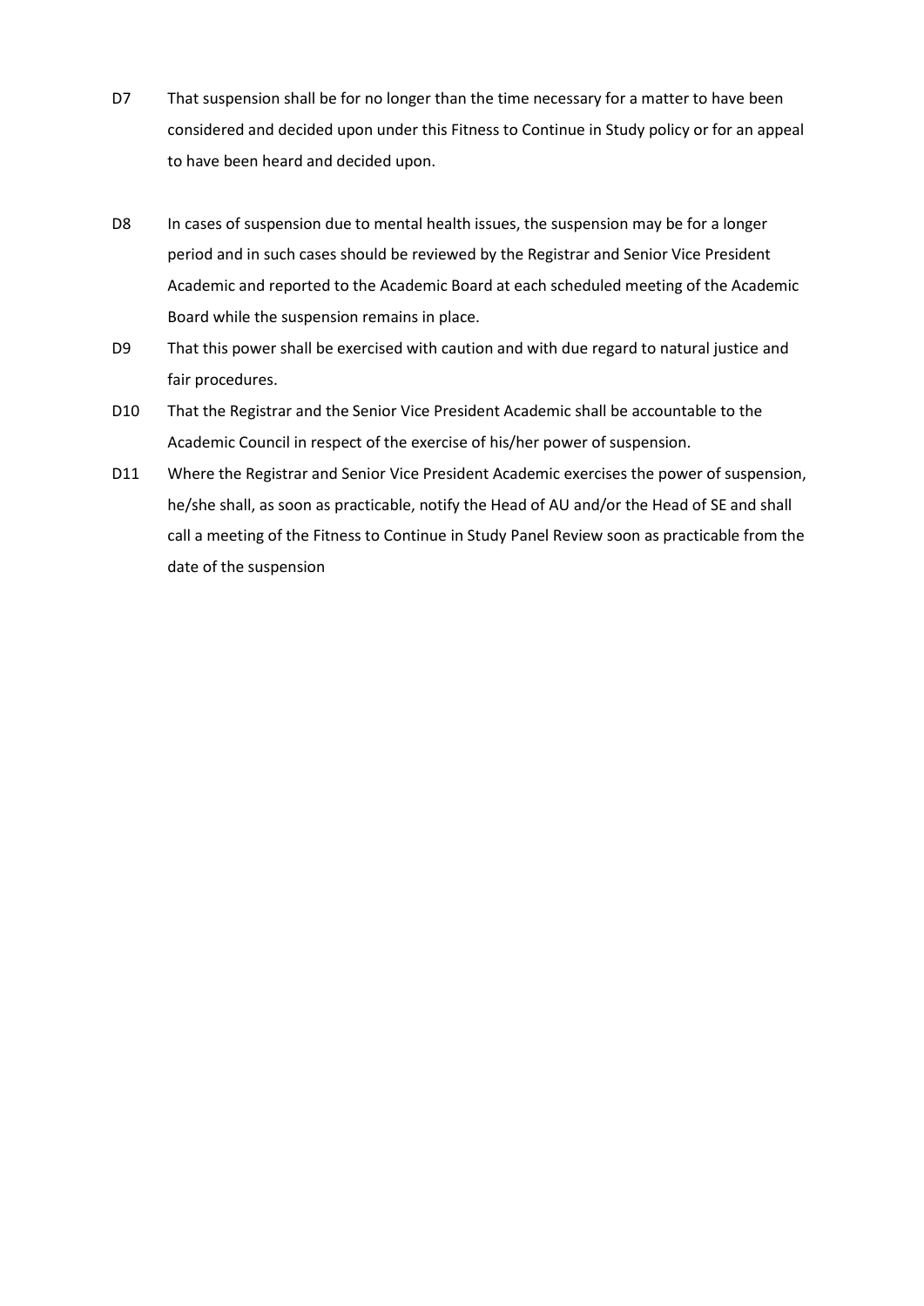D7 That suspension shall be for no longer than the time necessary for a matter to have been considered and decided upon under this Fitness to Continue in Study policy or for an appeal to have been heard and decided upon.

D8 In cases of suspension due to mental health issues, the suspension may be for a longer period and in such cases should be reviewed by the Registrar and Senior Vice President Academic and reported to the Academic Board at each scheduled meeting of the Academic Board while the suspension remains in place.

D9 That this power shall be exercised with caution and with due regard to natural justice and fair procedures.

D10 That the Registrar and the Senior Vice President Academic shall be accountable to the Academic Council in respect of the exercise of his/her power of suspension.

D11 Where the Registrar and Senior Vice President Academic exercises the power of suspension, he/she shall, as soon as practicable, notify the Head of AU and/or the Head of SE and shall call a meeting of the Fitness to Continue in Study Panel Review soon as practicable from the date of the suspension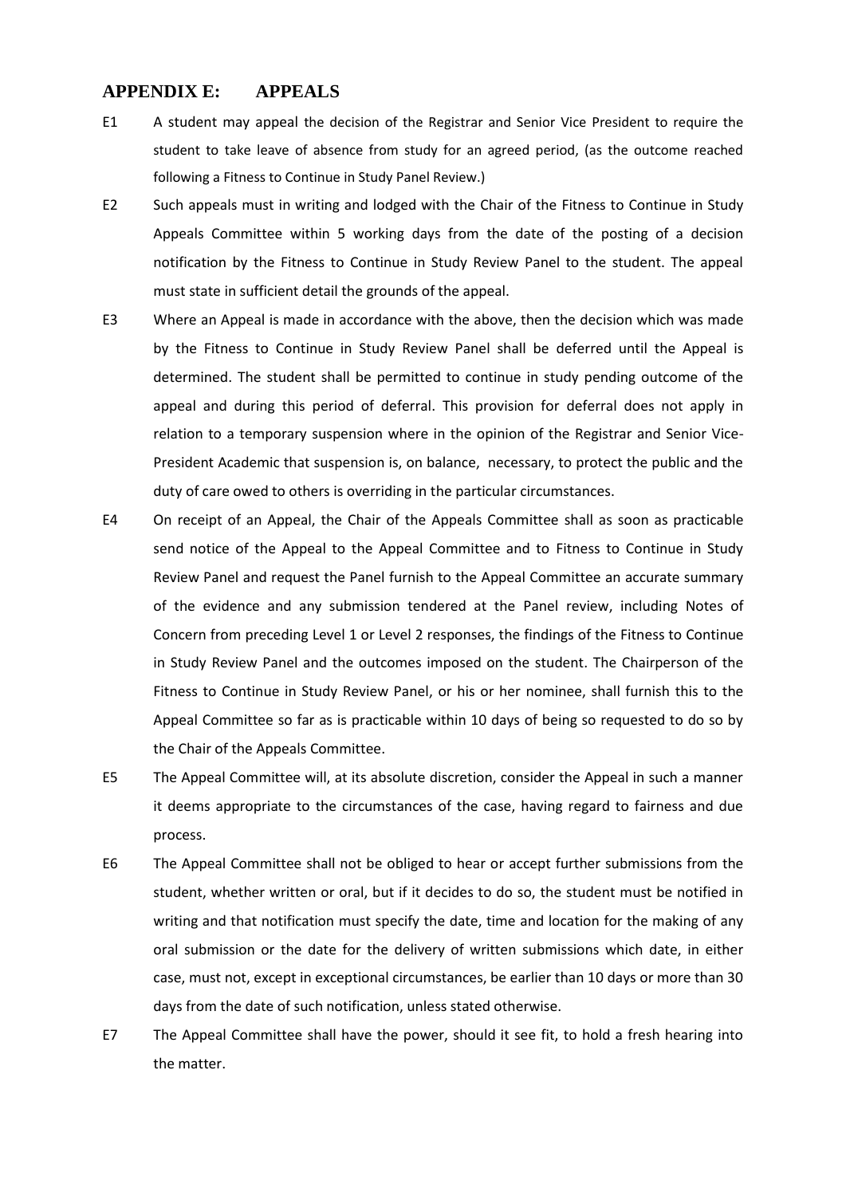## APPENDIX E: APPEALS

E1 A student may appeal the decision of the Registrar and Senior Vice President to require the student to take leave of absence from study for an agreed period, (as the outcome reached following a Fitness to Continue in Study Panel Review.)

E2 Such appeals must in writing and lodged with the Chair of the Fitness to Continue in Study Appeals Committee within 5 working days from the date of the posting of a decision notification by the Fitness to Continue in Study Review Panel to the student. The appeal must state in sufficient detail the grounds of the appeal.

E3 Where an Appeal is made in accordance with the above, then the decision which was made by the Fitness to Continue in Study Review Panel shall be deferred until the Appeal is determined. The student shall be permitted to continue in study pending outcome of the appeal and during this period of deferral. This provision for deferral does not apply in relation to a temporary suspension where in the opinion of the Registrar and Senior Vice-President Academic that suspension is, on balance, necessary, to protect the public and the duty of care owed to others is overriding in the particular circumstances.

E4 On receipt of an Appeal, the Chair of the Appeals Committee shall as soon as practicable send notice of the Appeal to the Appeal Committee and to Fitness to Continue in Study Review Panel and request the Panel furnish to the Appeal Committee an accurate summary of the evidence and any submission tendered at the Panel review, including Notes of Concern from preceding Level 1 or Level 2 responses, the findings of the Fitness to Continue in Study Review Panel and the outcomes imposed on the student. The Chairperson of the Fitness to Continue in Study Review Panel, or his or her nominee, shall furnish this to the Appeal Committee so far as is practicable within 10 days of being so requested to do so by the Chair of the Appeals Committee.

E5 The Appeal Committee will, at its absolute discretion, consider the Appeal in such a manner it deems appropriate to the circumstances of the case, having regard to fairness and due process.

E6 The Appeal Committee shall not be obliged to hear or accept further submissions from the student, whether written or oral, but if it decides to do so, the student must be notified in writing and that notification must specify the date, time and location for the making of any oral submission or the date for the delivery of written submissions which date, in either case, must not, except in exceptional circumstances, be earlier than 10 days or more than 30 days from the date of such notification, unless stated otherwise.

E7 The Appeal Committee shall have the power, should it see fit, to hold a fresh hearing into the matter.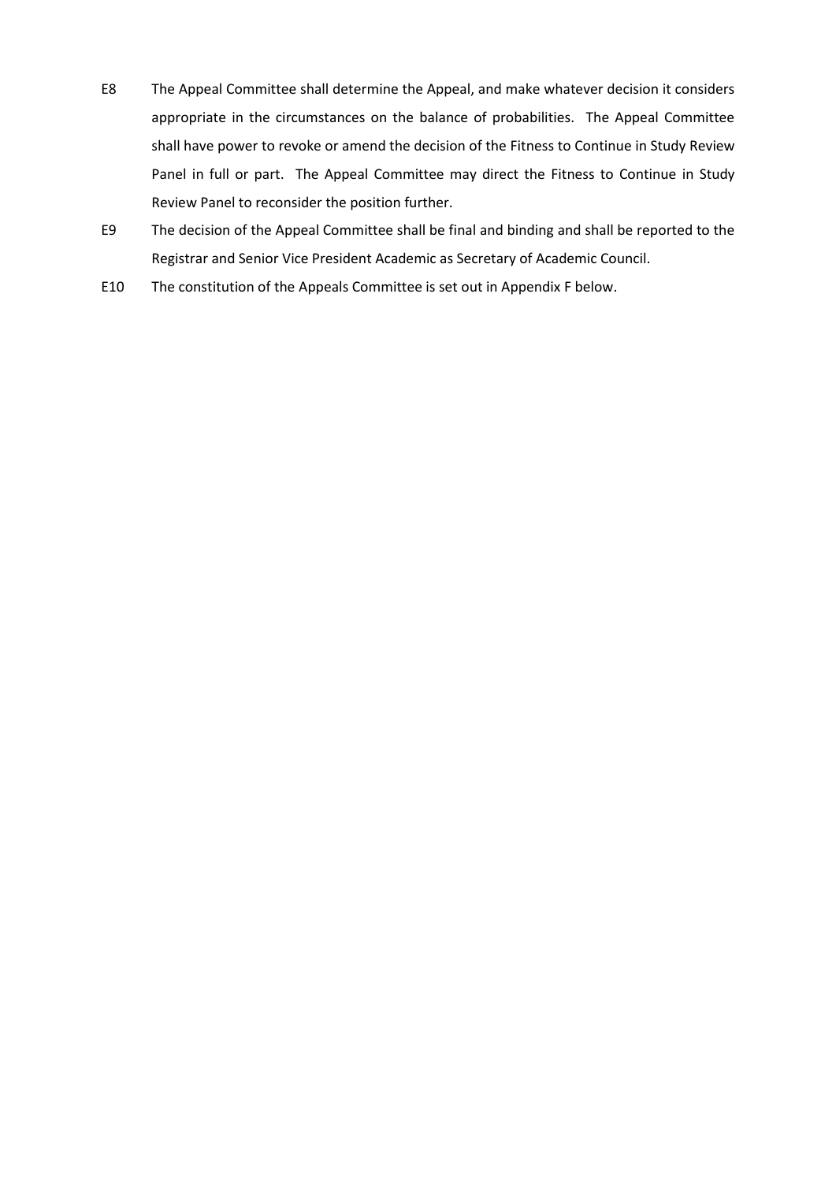E8 The Appeal Committee shall determine the Appeal, and make whatever decision it considers appropriate in the circumstances on the balance of probabilities. The Appeal Committee shall have power to revoke or amend the decision of the Fitness to Continue in Study Review Panel in full or part. The Appeal Committee may direct the Fitness to Continue in Study Review Panel to reconsider the position further.

E9 The decision of the Appeal Committee shall be final and binding and shall be reported to the Registrar and Senior Vice President Academic as Secretary of Academic Council.

E10 The constitution of the Appeals Committee is set out in Appendix F below.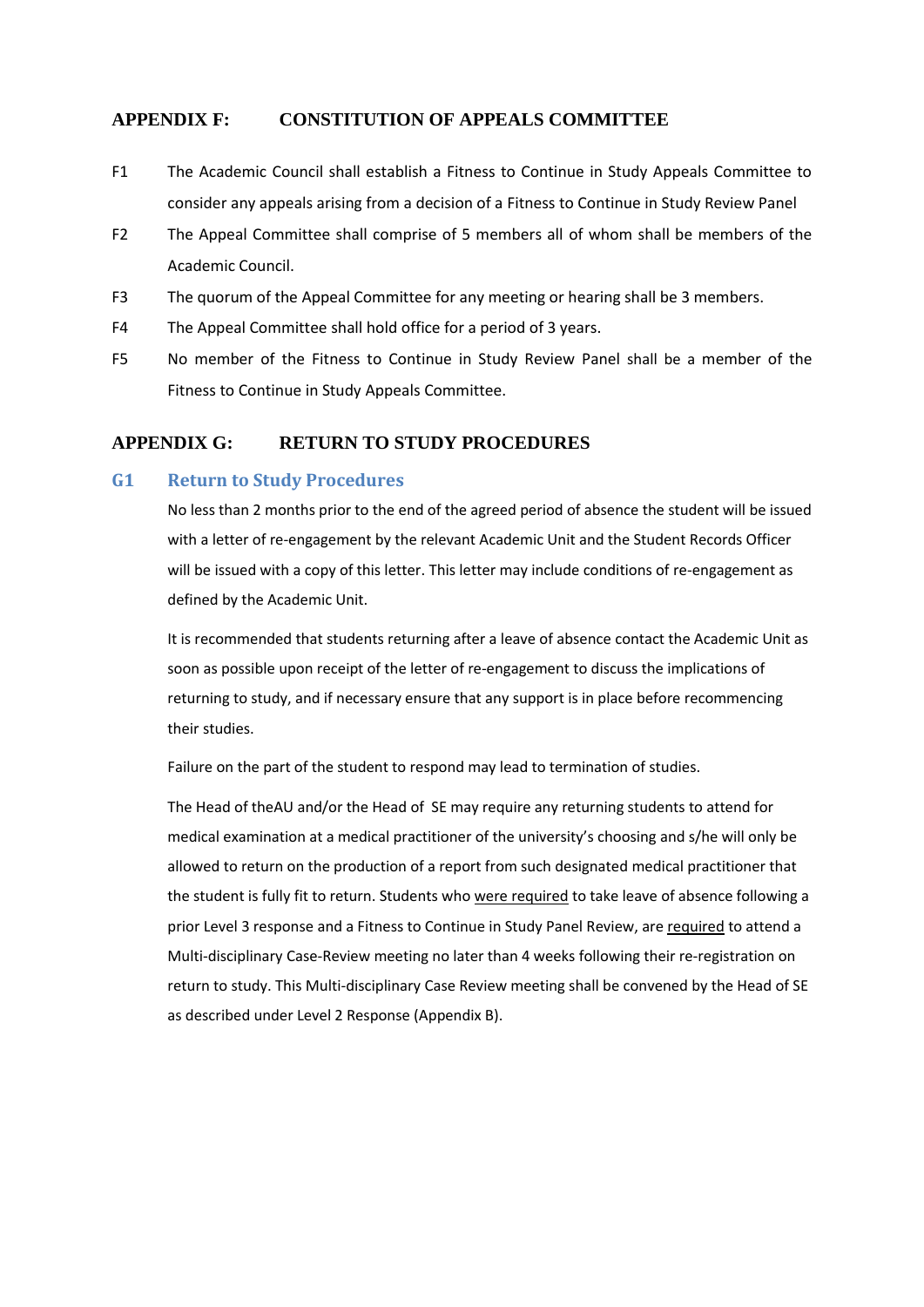## APPENDIX F: CONSTITUTION OF APPEALS COMMITTEE

F1 The Academic Council shall establish a Fitness to Continue in Study Appeals Committee to consider any appeals arising from a decision of a Fitness to Continue in Study Review Panel

F2 The Appeal Committee shall comprise of 5 members all of whom shall be members of the Academic Council.

F3 The quorum of the Appeal Committee for any meeting or hearing shall be 3 members.

F4 The Appeal Committee shall hold office for a period of 3 years.

F5 No member of the Fitness to Continue in Study Review Panel shall be a member of the Fitness to Continue in Study Appeals Committee.

## APPENDIX G: RETURN TO STUDY PROCEDURES

### G1 Return to Study Procedures

No less than 2 months prior to the end of the agreed period of absence the student will be issued with a letter of re-engagement by the relevant Academic Unit and the Student Records Officer will be issued with a copy of this letter. This letter may include conditions of re-engagement as defined by the Academic Unit.

It is recommended that students returning after a leave of absence contact the Academic Unit as soon as possible upon receipt of the letter of re-engagement to discuss the implications of returning to study, and if necessary ensure that any support is in place before recommencing their studies.

Failure on the part of the student to respond may lead to termination of studies.

The Head of theAU and/or the Head of SE may require any returning students to attend for medical examination at a medical practitioner of the university's choosing and s/he will only be allowed to return on the production of a report from such designated medical practitioner that the student is fully fit to return. Students who <u>were required</u> to take leave of absence following a prior Level 3 response and a Fitness to Continue in Study Panel Review, are <u>required</u> to attend a Multi-disciplinary Case-Review meeting no later than 4 weeks following their re-registration on return to study. This Multi-disciplinary Case Review meeting shall be convened by the Head of SE as described under Level 2 Response (Appendix B).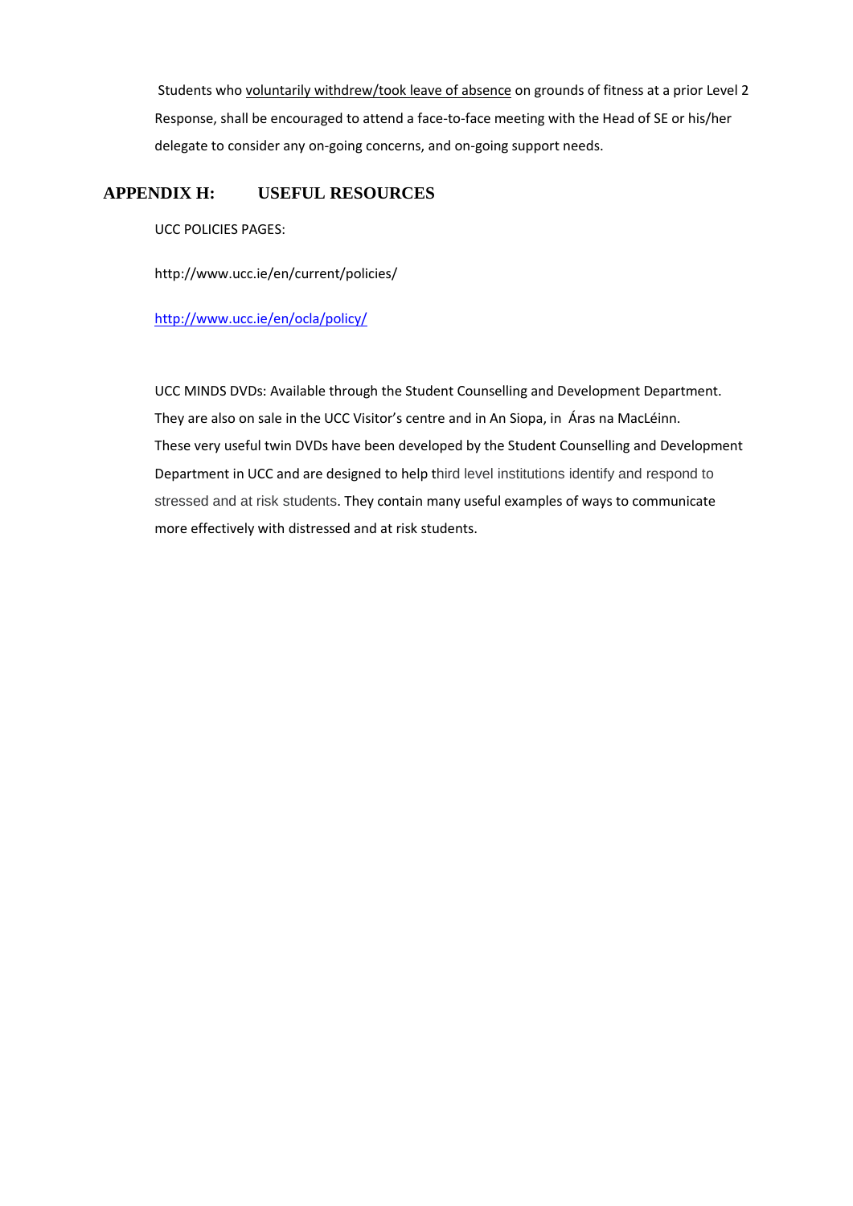Students who voluntarily withdrew/took leave of absence on grounds of fitness at a prior Level 2 Response, shall be encouraged to attend a face-to-face meeting with the Head of SE or his/her delegate to consider any on-going concerns, and on-going support needs.

## APPENDIX H: USEFUL RESOURCES

UCC POLICIES PAGES:

http://www.ucc.ie/en/current/policies/

http://www.ucc.ie/en/ocla/policy/

UCC MINDS DVDs: Available through the Student Counselling and Development Department. They are also on sale in the UCC Visitor's centre and in An Siopa, in Áras na MacLéinn. These very useful twin DVDs have been developed by the Student Counselling and Development Department in UCC and are designed to help third level institutions identify and respond to stressed and at risk students. They contain many useful examples of ways to communicate more effectively with distressed and at risk students.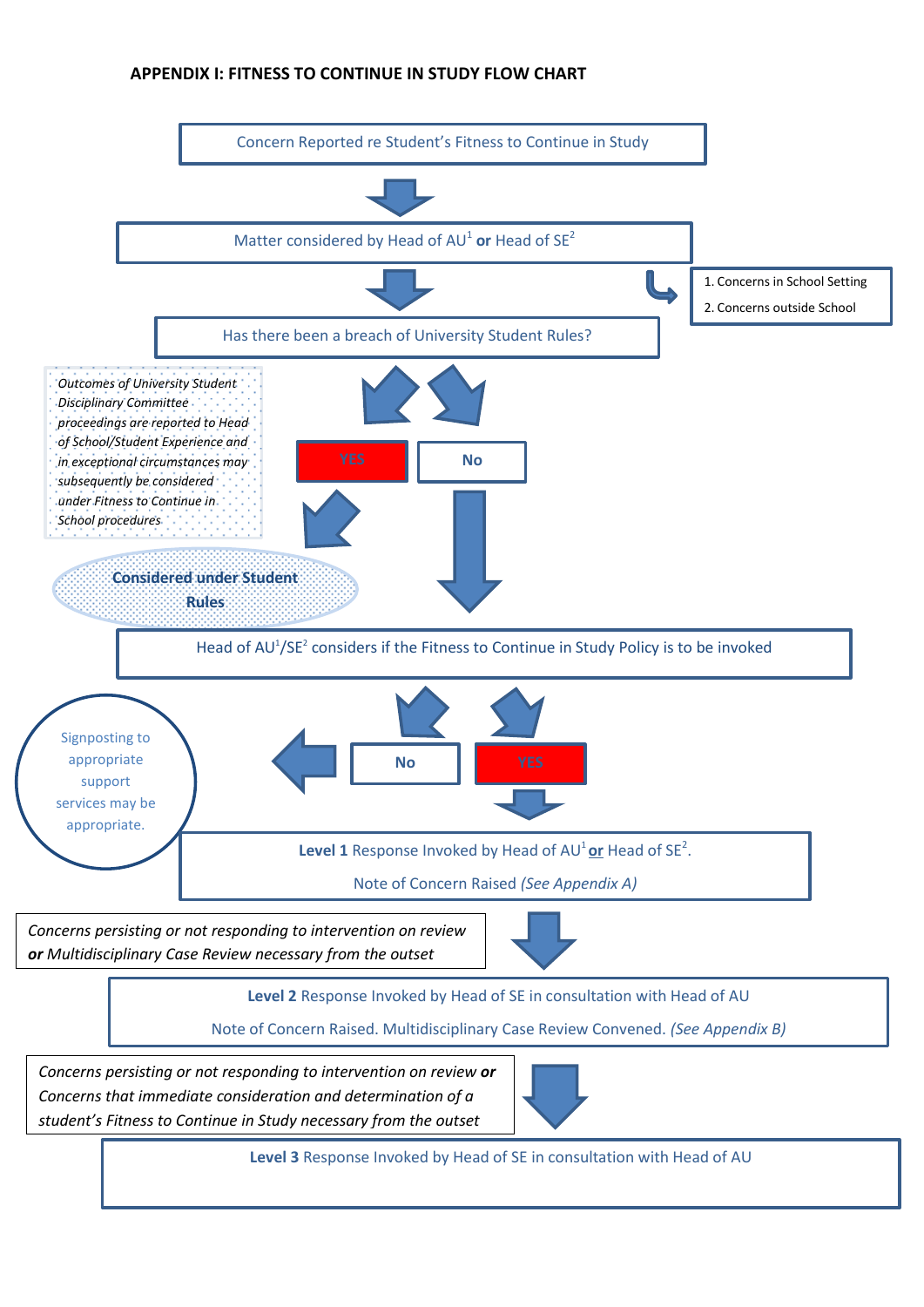## APPENDIX I: FITNESS TO CONTINUE IN STUDY FLOW CHART

Concern Reported re Student's Fitness to Continue in Study

Matter considered by Head of AU[1] **or** Head of SE[2]

1. Concerns in School Setting
2. Concerns outside School

Has there been a breach of University Student Rules?

YES

No

*Outcomes of University Student Disciplinary Committee proceedings are reported to Head of School/Student Experience and in exceptional circumstances may subsequently be considered under Fitness to Continue in School procedures*

**Considered under Student Rules**

Head of AU[1]/SE[2] considers if the Fitness to Continue in Study Policy is to be invoked

No

YES

Signposting to appropriate support services may be appropriate.

**Level 1** Response Invoked by Head of AU[1] **or** Head of SE[2].

Note of Concern Raised *(See Appendix A)*

*Concerns persisting or not responding to intervention on review* ***or*** *Multidisciplinary Case Review necessary from the outset*

**Level 2** Response Invoked by Head of SE in consultation with Head of AU

Note of Concern Raised. Multidisciplinary Case Review Convened. *(See Appendix B)*

*Concerns persisting or not responding to intervention on review* ***or*** *Concerns that immediate consideration and determination of a student's Fitness to Continue in Study necessary from the outset*

**Level 3** Response Invoked by Head of SE in consultation with Head of AU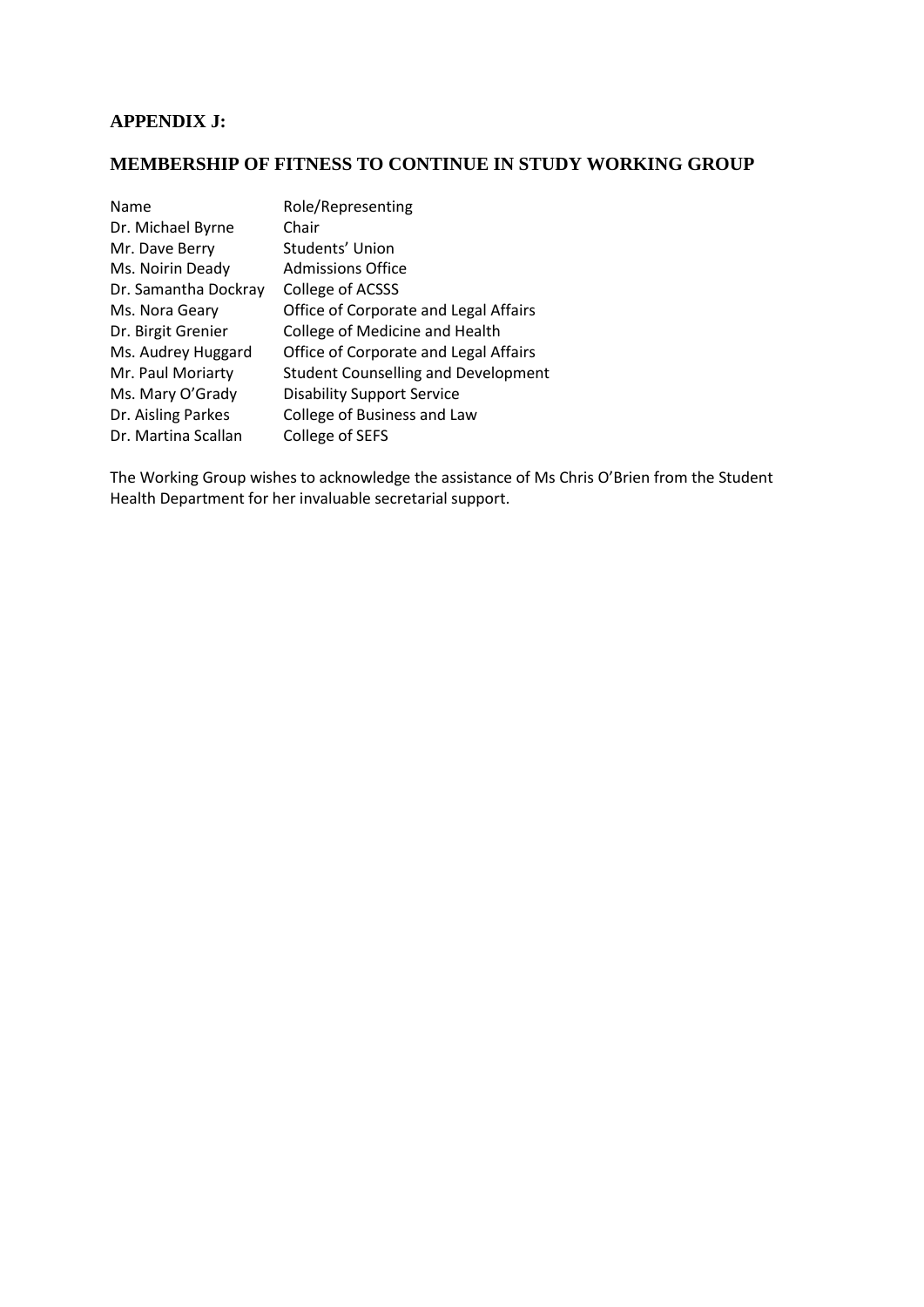## APPENDIX J:

## MEMBERSHIP OF FITNESS TO CONTINUE IN STUDY WORKING GROUP

| Name | Role/Representing |
|---|---|
| Dr. Michael Byrne | Chair |
| Mr. Dave Berry | Students' Union |
| Ms. Noirin Deady | Admissions Office |
| Dr. Samantha Dockray | College of ACSSS |
| Ms. Nora Geary | Office of Corporate and Legal Affairs |
| Dr. Birgit Grenier | College of Medicine and Health |
| Ms. Audrey Huggard | Office of Corporate and Legal Affairs |
| Mr. Paul Moriarty | Student Counselling and Development |
| Ms. Mary O'Grady | Disability Support Service |
| Dr. Aisling Parkes | College of Business and Law |
| Dr. Martina Scallan | College of SEFS |

The Working Group wishes to acknowledge the assistance of Ms Chris O'Brien from the Student Health Department for her invaluable secretarial support.